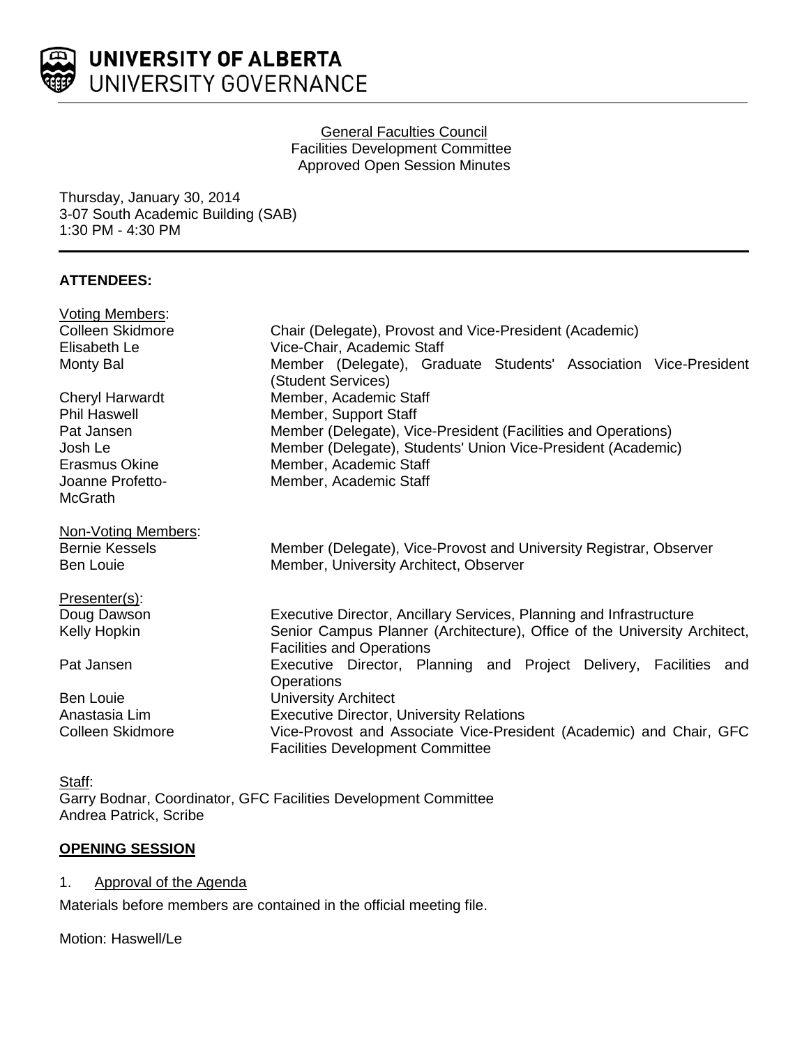# UNIVERSITY OF ALBERTA
## UNIVERSITY GOVERNANCE

General Faculties Council
Facilities Development Committee
Approved Open Session Minutes

Thursday, January 30, 2014
3-07 South Academic Building (SAB)
1:30 PM - 4:30 PM

**ATTENDEES:**

Voting Members:

| | |
|---|---|
| Colleen Skidmore | Chair (Delegate), Provost and Vice-President (Academic) |
| Elisabeth Le | Vice-Chair, Academic Staff |
| Monty Bal | Member (Delegate), Graduate Students' Association Vice-President (Student Services) |
| Cheryl Harwardt | Member, Academic Staff |
| Phil Haswell | Member, Support Staff |
| Pat Jansen | Member (Delegate), Vice-President (Facilities and Operations) |
| Josh Le | Member (Delegate), Students' Union Vice-President (Academic) |
| Erasmus Okine | Member, Academic Staff |
| Joanne Profetto-McGrath | Member, Academic Staff |

Non-Voting Members:

| | |
|---|---|
| Bernie Kessels | Member (Delegate), Vice-Provost and University Registrar, Observer |
| Ben Louie | Member, University Architect, Observer |

Presenter(s):

| | |
|---|---|
| Doug Dawson | Executive Director, Ancillary Services, Planning and Infrastructure |
| Kelly Hopkin | Senior Campus Planner (Architecture), Office of the University Architect, Facilities and Operations |
| Pat Jansen | Executive Director, Planning and Project Delivery, Facilities and Operations |
| Ben Louie | University Architect |
| Anastasia Lim | Executive Director, University Relations |
| Colleen Skidmore | Vice-Provost and Associate Vice-President (Academic) and Chair, GFC Facilities Development Committee |

Staff:
Garry Bodnar, Coordinator, GFC Facilities Development Committee
Andrea Patrick, Scribe

**OPENING SESSION**

1. Approval of the Agenda

Materials before members are contained in the official meeting file.

Motion: Haswell/Le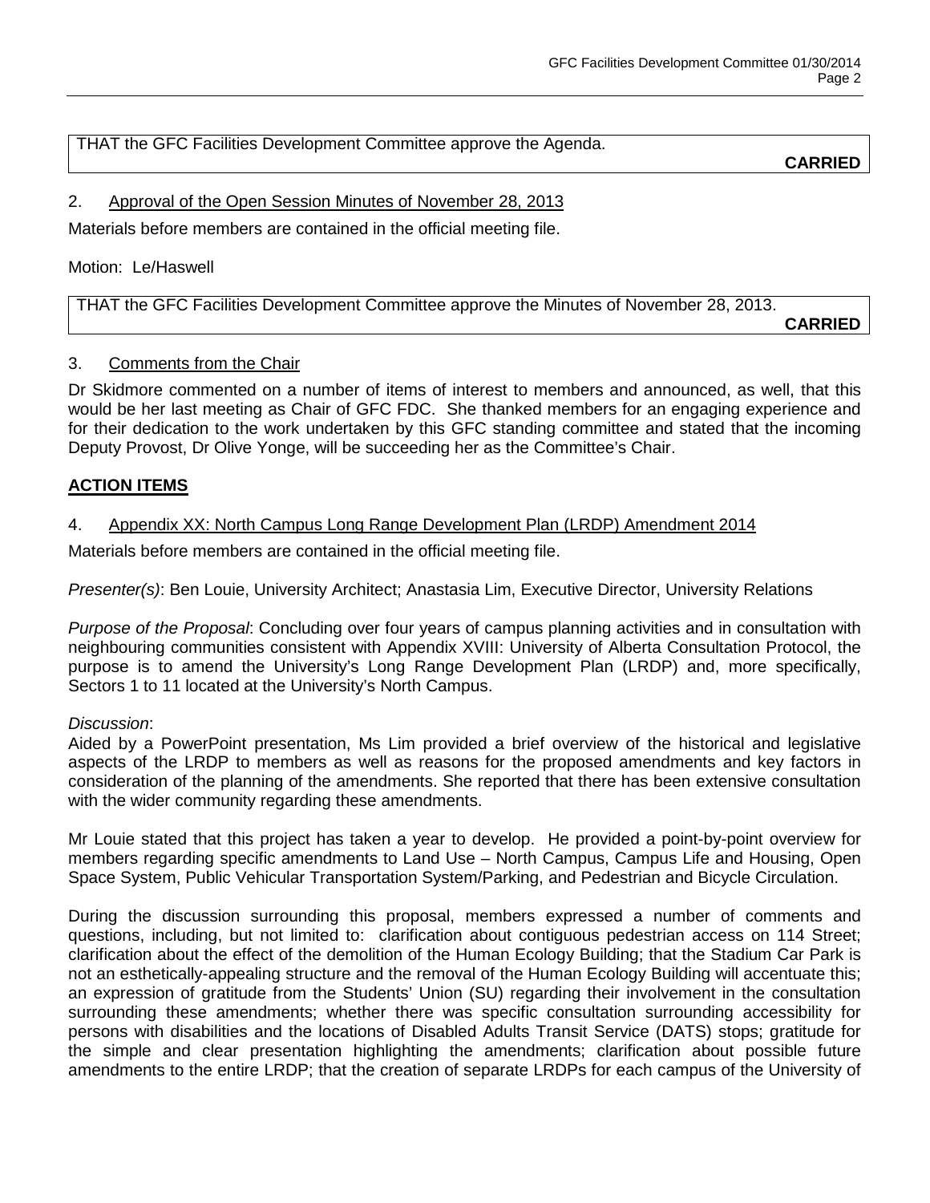THAT the GFC Facilities Development Committee approve the Agenda.

**CARRIED**

2. Approval of the Open Session Minutes of November 28, 2013

Materials before members are contained in the official meeting file.

Motion: Le/Haswell

THAT the GFC Facilities Development Committee approve the Minutes of November 28, 2013.

**CARRIED**

3. Comments from the Chair

Dr Skidmore commented on a number of items of interest to members and announced, as well, that this would be her last meeting as Chair of GFC FDC. She thanked members for an engaging experience and for their dedication to the work undertaken by this GFC standing committee and stated that the incoming Deputy Provost, Dr Olive Yonge, will be succeeding her as the Committee's Chair.

**ACTION ITEMS**

4. Appendix XX: North Campus Long Range Development Plan (LRDP) Amendment 2014

Materials before members are contained in the official meeting file.

*Presenter(s)*: Ben Louie, University Architect; Anastasia Lim, Executive Director, University Relations

*Purpose of the Proposal*: Concluding over four years of campus planning activities and in consultation with neighbouring communities consistent with Appendix XVIII: University of Alberta Consultation Protocol, the purpose is to amend the University's Long Range Development Plan (LRDP) and, more specifically, Sectors 1 to 11 located at the University's North Campus.

*Discussion*:

Aided by a PowerPoint presentation, Ms Lim provided a brief overview of the historical and legislative aspects of the LRDP to members as well as reasons for the proposed amendments and key factors in consideration of the planning of the amendments. She reported that there has been extensive consultation with the wider community regarding these amendments.

Mr Louie stated that this project has taken a year to develop. He provided a point-by-point overview for members regarding specific amendments to Land Use – North Campus, Campus Life and Housing, Open Space System, Public Vehicular Transportation System/Parking, and Pedestrian and Bicycle Circulation.

During the discussion surrounding this proposal, members expressed a number of comments and questions, including, but not limited to: clarification about contiguous pedestrian access on 114 Street; clarification about the effect of the demolition of the Human Ecology Building; that the Stadium Car Park is not an esthetically-appealing structure and the removal of the Human Ecology Building will accentuate this; an expression of gratitude from the Students' Union (SU) regarding their involvement in the consultation surrounding these amendments; whether there was specific consultation surrounding accessibility for persons with disabilities and the locations of Disabled Adults Transit Service (DATS) stops; gratitude for the simple and clear presentation highlighting the amendments; clarification about possible future amendments to the entire LRDP; that the creation of separate LRDPs for each campus of the University of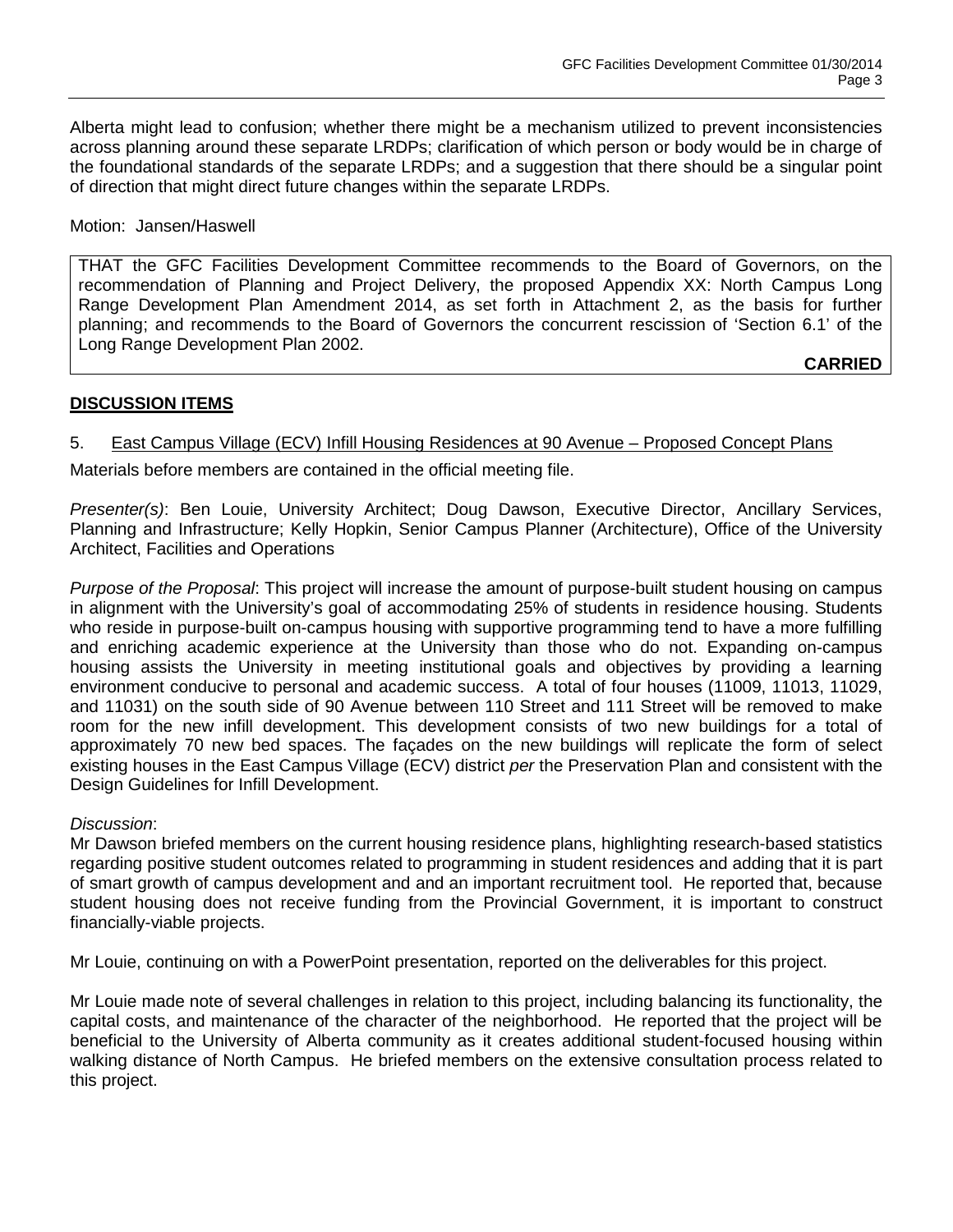Alberta might lead to confusion; whether there might be a mechanism utilized to prevent inconsistencies across planning around these separate LRDPs; clarification of which person or body would be in charge of the foundational standards of the separate LRDPs; and a suggestion that there should be a singular point of direction that might direct future changes within the separate LRDPs.

Motion: Jansen/Haswell

> THAT the GFC Facilities Development Committee recommends to the Board of Governors, on the recommendation of Planning and Project Delivery, the proposed Appendix XX: North Campus Long Range Development Plan Amendment 2014, as set forth in Attachment 2, as the basis for further planning; and recommends to the Board of Governors the concurrent rescission of 'Section 6.1' of the Long Range Development Plan 2002.
>
> **CARRIED**

## DISCUSSION ITEMS

5. East Campus Village (ECV) Infill Housing Residences at 90 Avenue – Proposed Concept Plans

Materials before members are contained in the official meeting file.

*Presenter(s)*: Ben Louie, University Architect; Doug Dawson, Executive Director, Ancillary Services, Planning and Infrastructure; Kelly Hopkin, Senior Campus Planner (Architecture), Office of the University Architect, Facilities and Operations

*Purpose of the Proposal*: This project will increase the amount of purpose-built student housing on campus in alignment with the University's goal of accommodating 25% of students in residence housing. Students who reside in purpose-built on-campus housing with supportive programming tend to have a more fulfilling and enriching academic experience at the University than those who do not. Expanding on-campus housing assists the University in meeting institutional goals and objectives by providing a learning environment conducive to personal and academic success. A total of four houses (11009, 11013, 11029, and 11031) on the south side of 90 Avenue between 110 Street and 111 Street will be removed to make room for the new infill development. This development consists of two new buildings for a total of approximately 70 new bed spaces. The façades on the new buildings will replicate the form of select existing houses in the East Campus Village (ECV) district *per* the Preservation Plan and consistent with the Design Guidelines for Infill Development.

*Discussion*:
Mr Dawson briefed members on the current housing residence plans, highlighting research-based statistics regarding positive student outcomes related to programming in student residences and adding that it is part of smart growth of campus development and and an important recruitment tool. He reported that, because student housing does not receive funding from the Provincial Government, it is important to construct financially-viable projects.

Mr Louie, continuing on with a PowerPoint presentation, reported on the deliverables for this project.

Mr Louie made note of several challenges in relation to this project, including balancing its functionality, the capital costs, and maintenance of the character of the neighborhood. He reported that the project will be beneficial to the University of Alberta community as it creates additional student-focused housing within walking distance of North Campus. He briefed members on the extensive consultation process related to this project.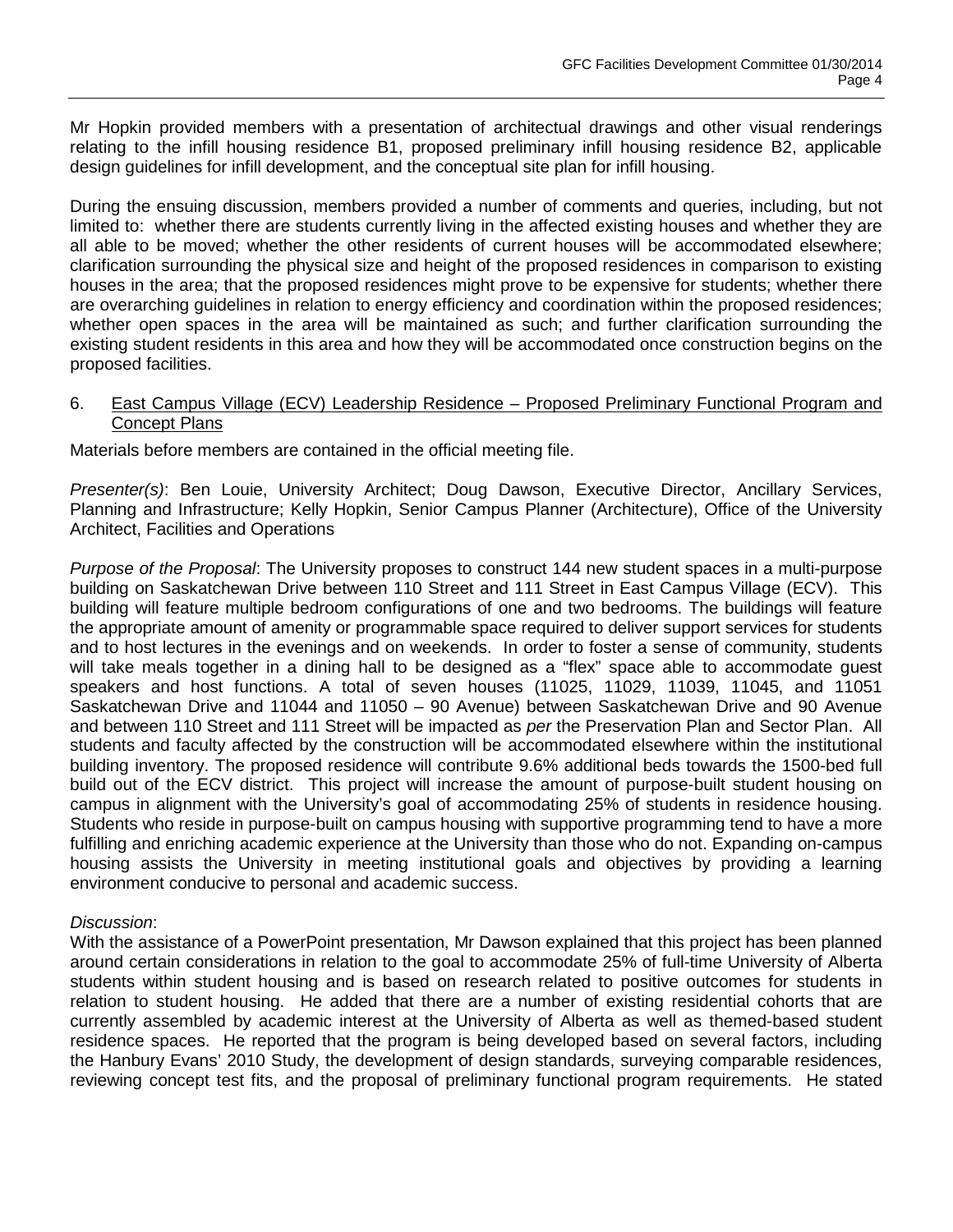Mr Hopkin provided members with a presentation of architectual drawings and other visual renderings relating to the infill housing residence B1, proposed preliminary infill housing residence B2, applicable design guidelines for infill development, and the conceptual site plan for infill housing.

During the ensuing discussion, members provided a number of comments and queries, including, but not limited to: whether there are students currently living in the affected existing houses and whether they are all able to be moved; whether the other residents of current houses will be accommodated elsewhere; clarification surrounding the physical size and height of the proposed residences in comparison to existing houses in the area; that the proposed residences might prove to be expensive for students; whether there are overarching guidelines in relation to energy efficiency and coordination within the proposed residences; whether open spaces in the area will be maintained as such; and further clarification surrounding the existing student residents in this area and how they will be accommodated once construction begins on the proposed facilities.

6. <u>East Campus Village (ECV) Leadership Residence – Proposed Preliminary Functional Program and Concept Plans</u>

Materials before members are contained in the official meeting file.

*Presenter(s)*: Ben Louie, University Architect; Doug Dawson, Executive Director, Ancillary Services, Planning and Infrastructure; Kelly Hopkin, Senior Campus Planner (Architecture), Office of the University Architect, Facilities and Operations

*Purpose of the Proposal*: The University proposes to construct 144 new student spaces in a multi-purpose building on Saskatchewan Drive between 110 Street and 111 Street in East Campus Village (ECV). This building will feature multiple bedroom configurations of one and two bedrooms. The buildings will feature the appropriate amount of amenity or programmable space required to deliver support services for students and to host lectures in the evenings and on weekends. In order to foster a sense of community, students will take meals together in a dining hall to be designed as a "flex" space able to accommodate guest speakers and host functions. A total of seven houses (11025, 11029, 11039, 11045, and 11051 Saskatchewan Drive and 11044 and 11050 – 90 Avenue) between Saskatchewan Drive and 90 Avenue and between 110 Street and 111 Street will be impacted as *per* the Preservation Plan and Sector Plan. All students and faculty affected by the construction will be accommodated elsewhere within the institutional building inventory. The proposed residence will contribute 9.6% additional beds towards the 1500-bed full build out of the ECV district. This project will increase the amount of purpose-built student housing on campus in alignment with the University's goal of accommodating 25% of students in residence housing. Students who reside in purpose-built on campus housing with supportive programming tend to have a more fulfilling and enriching academic experience at the University than those who do not. Expanding on-campus housing assists the University in meeting institutional goals and objectives by providing a learning environment conducive to personal and academic success.

*Discussion*:
With the assistance of a PowerPoint presentation, Mr Dawson explained that this project has been planned around certain considerations in relation to the goal to accommodate 25% of full-time University of Alberta students within student housing and is based on research related to positive outcomes for students in relation to student housing. He added that there are a number of existing residential cohorts that are currently assembled by academic interest at the University of Alberta as well as themed-based student residence spaces. He reported that the program is being developed based on several factors, including the Hanbury Evans' 2010 Study, the development of design standards, surveying comparable residences, reviewing concept test fits, and the proposal of preliminary functional program requirements. He stated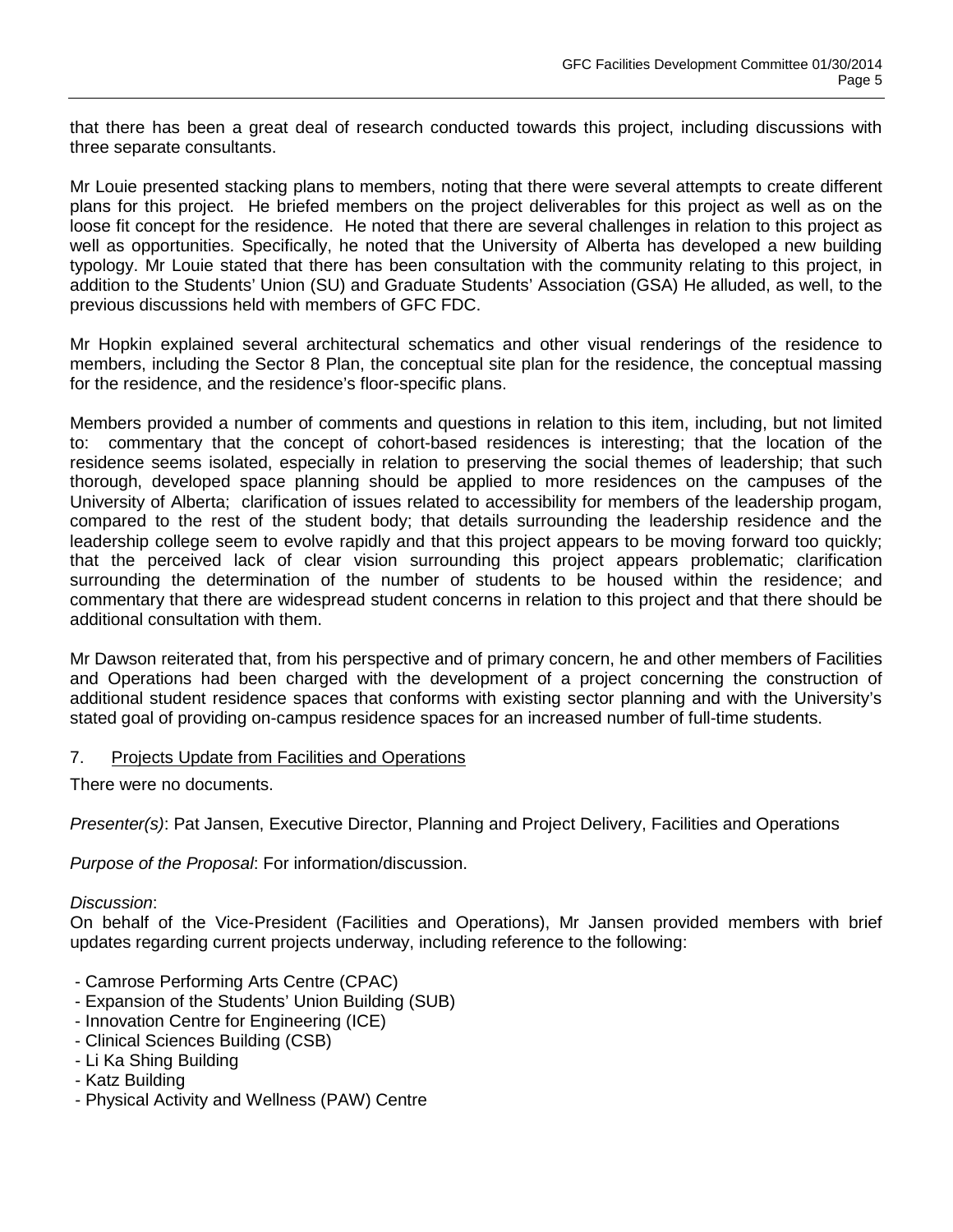that there has been a great deal of research conducted towards this project, including discussions with three separate consultants.

Mr Louie presented stacking plans to members, noting that there were several attempts to create different plans for this project. He briefed members on the project deliverables for this project as well as on the loose fit concept for the residence. He noted that there are several challenges in relation to this project as well as opportunities. Specifically, he noted that the University of Alberta has developed a new building typology. Mr Louie stated that there has been consultation with the community relating to this project, in addition to the Students' Union (SU) and Graduate Students' Association (GSA) He alluded, as well, to the previous discussions held with members of GFC FDC.

Mr Hopkin explained several architectural schematics and other visual renderings of the residence to members, including the Sector 8 Plan, the conceptual site plan for the residence, the conceptual massing for the residence, and the residence's floor-specific plans.

Members provided a number of comments and questions in relation to this item, including, but not limited to: commentary that the concept of cohort-based residences is interesting; that the location of the residence seems isolated, especially in relation to preserving the social themes of leadership; that such thorough, developed space planning should be applied to more residences on the campuses of the University of Alberta; clarification of issues related to accessibility for members of the leadership progam, compared to the rest of the student body; that details surrounding the leadership residence and the leadership college seem to evolve rapidly and that this project appears to be moving forward too quickly; that the perceived lack of clear vision surrounding this project appears problematic; clarification surrounding the determination of the number of students to be housed within the residence; and commentary that there are widespread student concerns in relation to this project and that there should be additional consultation with them.

Mr Dawson reiterated that, from his perspective and of primary concern, he and other members of Facilities and Operations had been charged with the development of a project concerning the construction of additional student residence spaces that conforms with existing sector planning and with the University's stated goal of providing on-campus residence spaces for an increased number of full-time students.

7. Projects Update from Facilities and Operations

There were no documents.

*Presenter(s)*: Pat Jansen, Executive Director, Planning and Project Delivery, Facilities and Operations

*Purpose of the Proposal*: For information/discussion.

*Discussion*:
On behalf of the Vice-President (Facilities and Operations), Mr Jansen provided members with brief updates regarding current projects underway, including reference to the following:

- Camrose Performing Arts Centre (CPAC)
- Expansion of the Students' Union Building (SUB)
- Innovation Centre for Engineering (ICE)
- Clinical Sciences Building (CSB)
- Li Ka Shing Building
- Katz Building
- Physical Activity and Wellness (PAW) Centre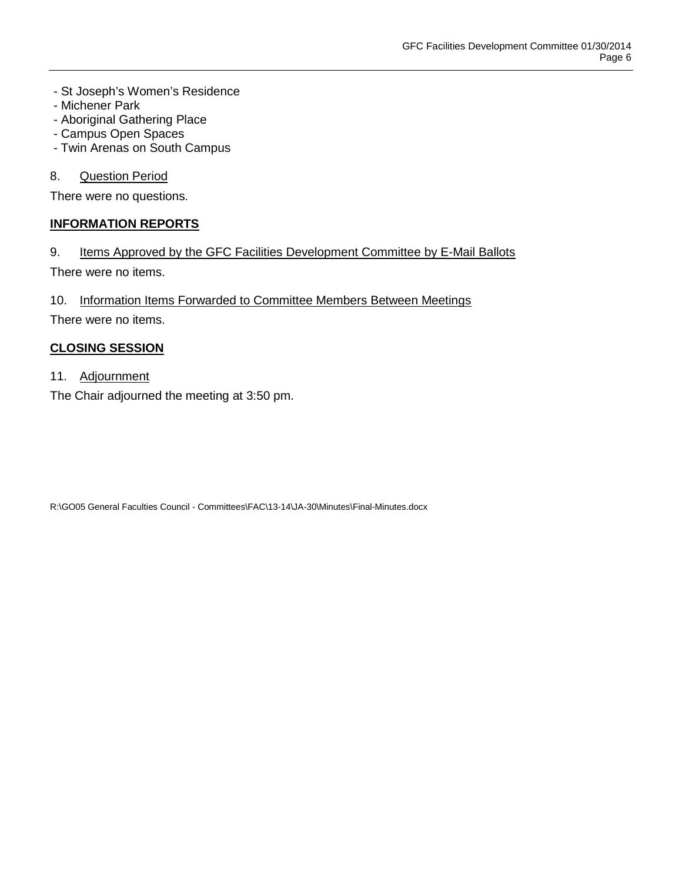- St Joseph's Women's Residence
- Michener Park
- Aboriginal Gathering Place
- Campus Open Spaces
- Twin Arenas on South Campus

8. Question Period

There were no questions.

**INFORMATION REPORTS**

9. Items Approved by the GFC Facilities Development Committee by E-Mail Ballots

There were no items.

10. Information Items Forwarded to Committee Members Between Meetings

There were no items.

**CLOSING SESSION**

11. Adjournment

The Chair adjourned the meeting at 3:50 pm.

R:\GO05 General Faculties Council - Committees\FAC\13-14\JA-30\Minutes\Final-Minutes.docx